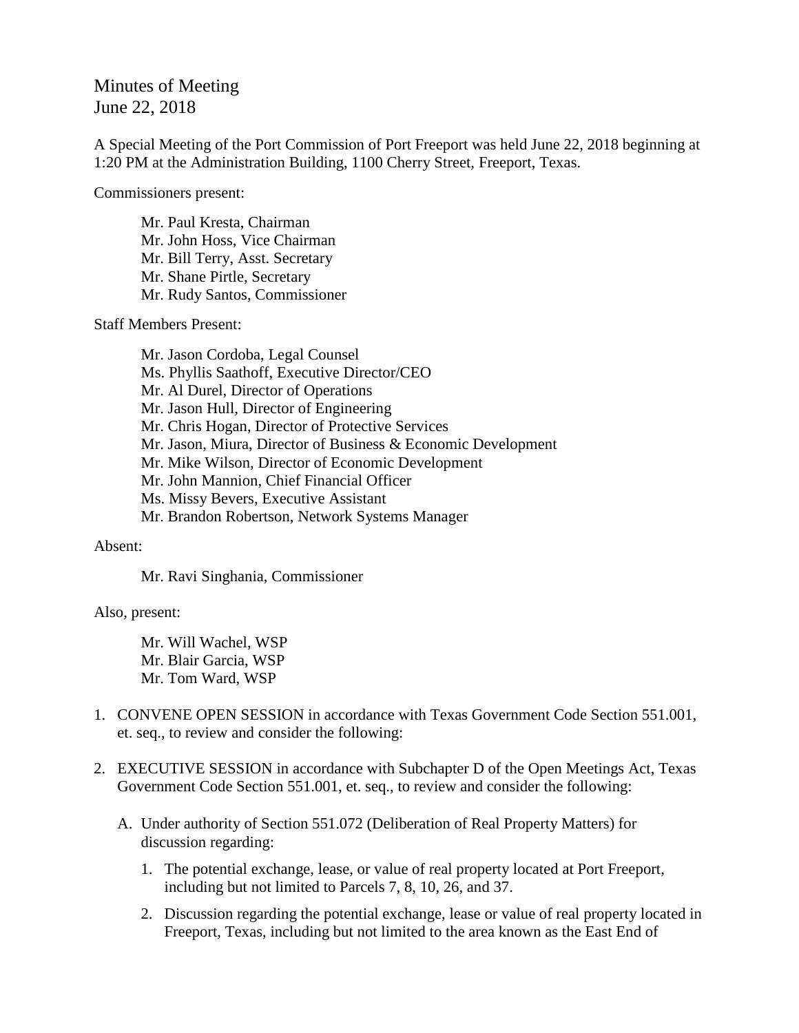Minutes of Meeting
June 22, 2018

A Special Meeting of the Port Commission of Port Freeport was held June 22, 2018 beginning at 1:20 PM at the Administration Building, 1100 Cherry Street, Freeport, Texas.

Commissioners present:

Mr. Paul Kresta, Chairman
Mr. John Hoss, Vice Chairman
Mr. Bill Terry, Asst. Secretary
Mr. Shane Pirtle, Secretary
Mr. Rudy Santos, Commissioner

Staff Members Present:

Mr. Jason Cordoba, Legal Counsel
Ms. Phyllis Saathoff, Executive Director/CEO
Mr. Al Durel, Director of Operations
Mr. Jason Hull, Director of Engineering
Mr. Chris Hogan, Director of Protective Services
Mr. Jason, Miura, Director of Business & Economic Development
Mr. Mike Wilson, Director of Economic Development
Mr. John Mannion, Chief Financial Officer
Ms. Missy Bevers, Executive Assistant
Mr. Brandon Robertson, Network Systems Manager

Absent:

Mr. Ravi Singhania, Commissioner

Also, present:

Mr. Will Wachel, WSP
Mr. Blair Garcia, WSP
Mr. Tom Ward, WSP

1. CONVENE OPEN SESSION in accordance with Texas Government Code Section 551.001, et. seq., to review and consider the following:

2. EXECUTIVE SESSION in accordance with Subchapter D of the Open Meetings Act, Texas Government Code Section 551.001, et. seq., to review and consider the following:

   A. Under authority of Section 551.072 (Deliberation of Real Property Matters) for discussion regarding:

      1. The potential exchange, lease, or value of real property located at Port Freeport, including but not limited to Parcels 7, 8, 10, 26, and 37.

      2. Discussion regarding the potential exchange, lease or value of real property located in Freeport, Texas, including but not limited to the area known as the East End of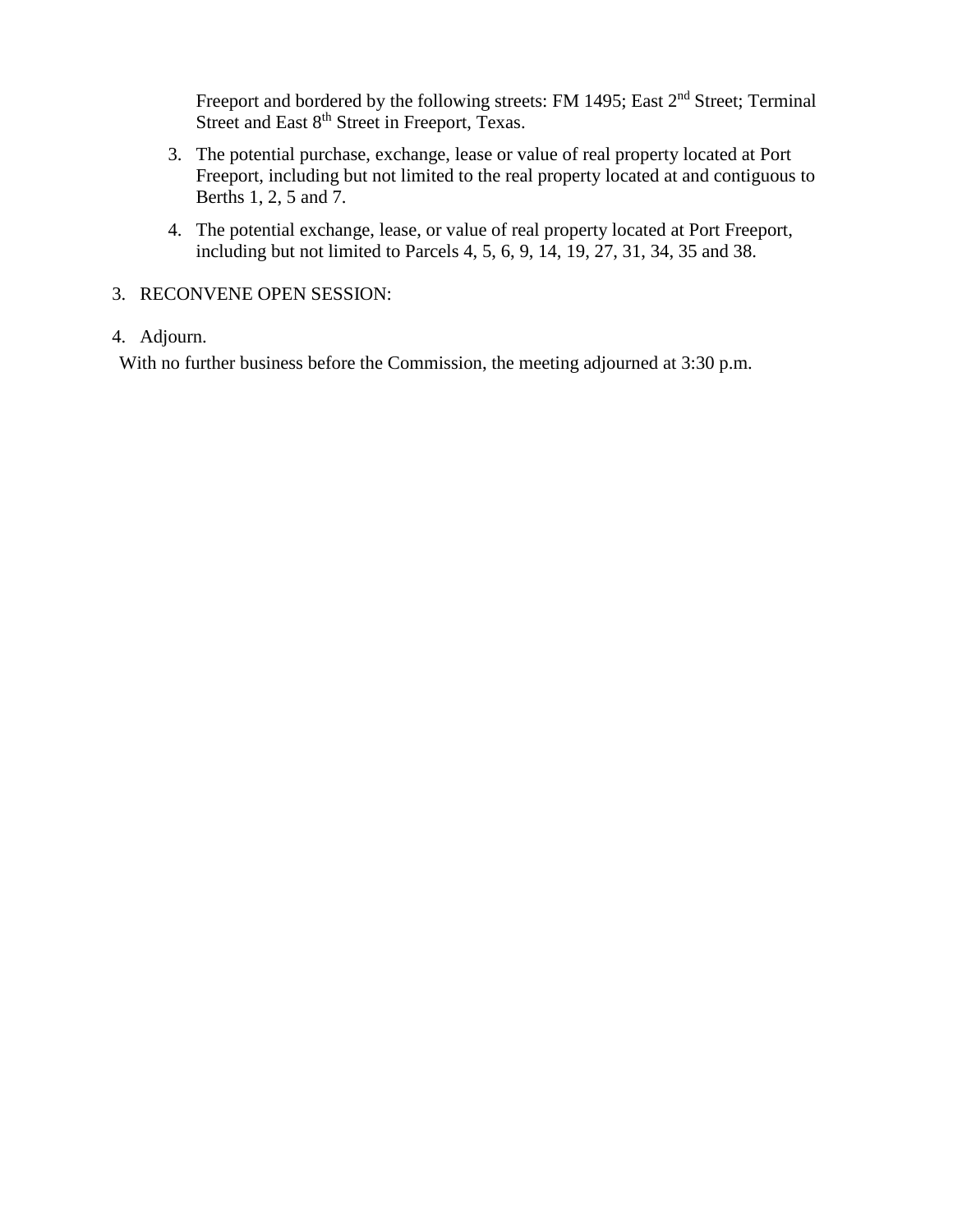Freeport and bordered by the following streets: FM 1495; East 2nd Street; Terminal Street and East 8th Street in Freeport, Texas.

3. The potential purchase, exchange, lease or value of real property located at Port Freeport, including but not limited to the real property located at and contiguous to Berths 1, 2, 5 and 7.

4. The potential exchange, lease, or value of real property located at Port Freeport, including but not limited to Parcels 4, 5, 6, 9, 14, 19, 27, 31, 34, 35 and 38.

3. RECONVENE OPEN SESSION:

4. Adjourn.

With no further business before the Commission, the meeting adjourned at 3:30 p.m.